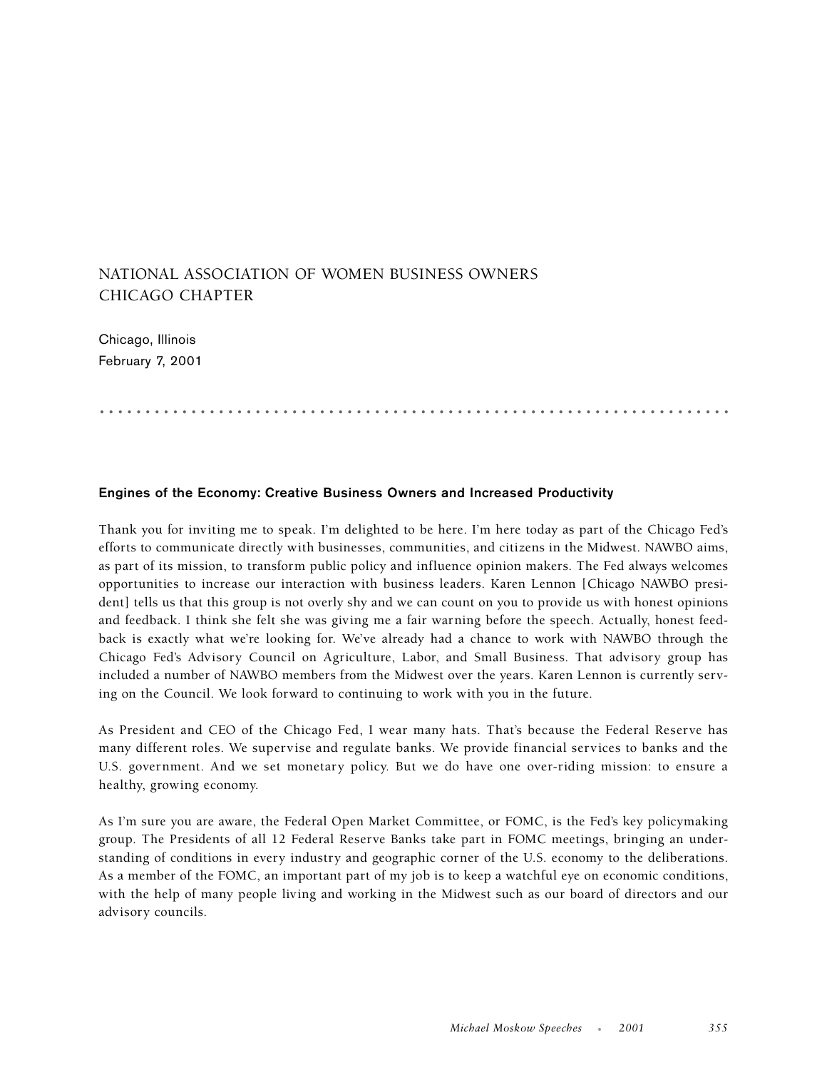# NATIONAL ASSOCIATION OF WOMEN BUSINESS OWNERS CHICAGO CHAPTER

Chicago, Illinois
February 7, 2001

## Engines of the Economy: Creative Business Owners and Increased Productivity

Thank you for inviting me to speak. I'm delighted to be here. I'm here today as part of the Chicago Fed's efforts to communicate directly with businesses, communities, and citizens in the Midwest. NAWBO aims, as part of its mission, to transform public policy and influence opinion makers. The Fed always welcomes opportunities to increase our interaction with business leaders. Karen Lennon [Chicago NAWBO president] tells us that this group is not overly shy and we can count on you to provide us with honest opinions and feedback. I think she felt she was giving me a fair warning before the speech. Actually, honest feedback is exactly what we're looking for. We've already had a chance to work with NAWBO through the Chicago Fed's Advisory Council on Agriculture, Labor, and Small Business. That advisory group has included a number of NAWBO members from the Midwest over the years. Karen Lennon is currently serving on the Council. We look forward to continuing to work with you in the future.

As President and CEO of the Chicago Fed, I wear many hats. That's because the Federal Reserve has many different roles. We supervise and regulate banks. We provide financial services to banks and the U.S. government. And we set monetary policy. But we do have one over-riding mission: to ensure a healthy, growing economy.

As I'm sure you are aware, the Federal Open Market Committee, or FOMC, is the Fed's key policymaking group. The Presidents of all 12 Federal Reserve Banks take part in FOMC meetings, bringing an understanding of conditions in every industry and geographic corner of the U.S. economy to the deliberations. As a member of the FOMC, an important part of my job is to keep a watchful eye on economic conditions, with the help of many people living and working in the Midwest such as our board of directors and our advisory councils.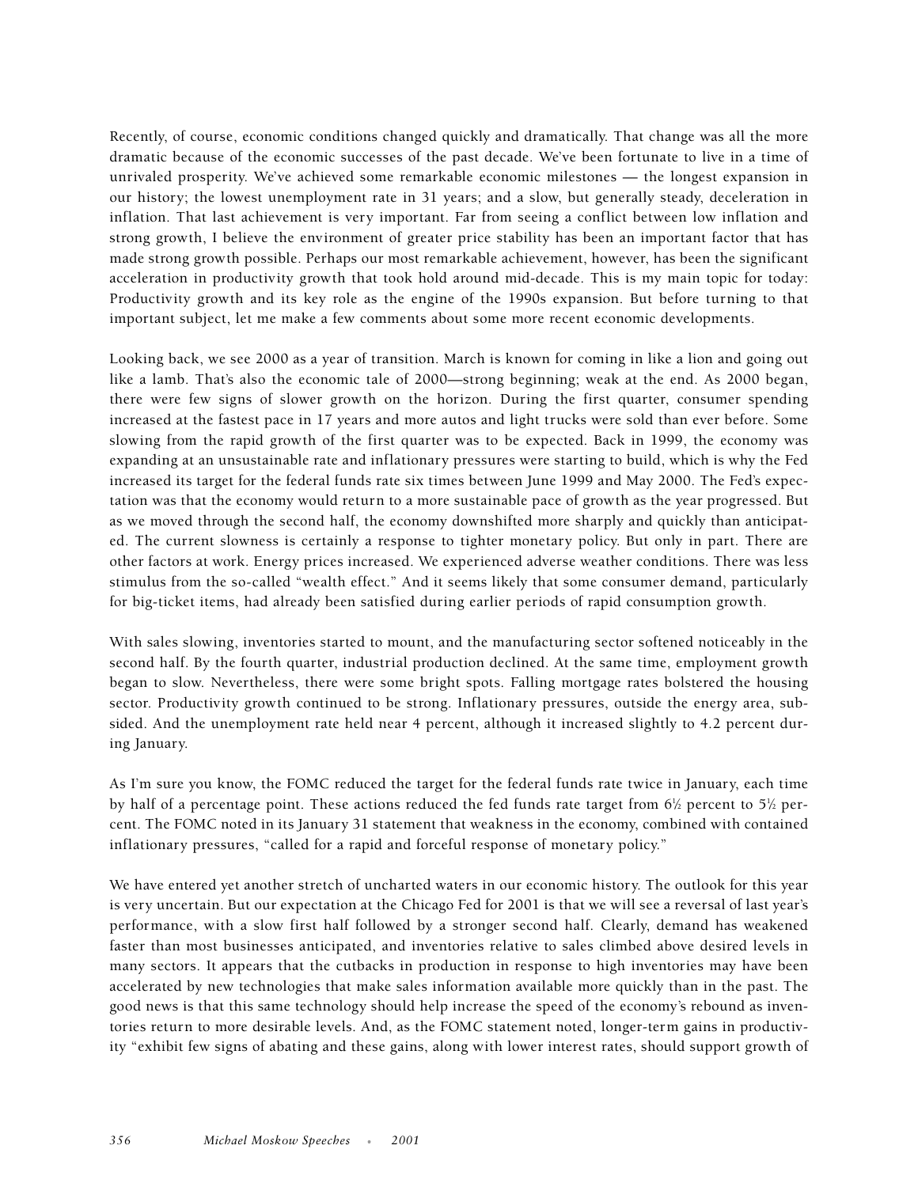Recently, of course, economic conditions changed quickly and dramatically. That change was all the more dramatic because of the economic successes of the past decade. We've been fortunate to live in a time of unrivaled prosperity. We've achieved some remarkable economic milestones — the longest expansion in our history; the lowest unemployment rate in 31 years; and a slow, but generally steady, deceleration in inflation. That last achievement is very important. Far from seeing a conflict between low inflation and strong growth, I believe the environment of greater price stability has been an important factor that has made strong growth possible. Perhaps our most remarkable achievement, however, has been the significant acceleration in productivity growth that took hold around mid-decade. This is my main topic for today: Productivity growth and its key role as the engine of the 1990s expansion. But before turning to that important subject, let me make a few comments about some more recent economic developments.

Looking back, we see 2000 as a year of transition. March is known for coming in like a lion and going out like a lamb. That's also the economic tale of 2000—strong beginning; weak at the end. As 2000 began, there were few signs of slower growth on the horizon. During the first quarter, consumer spending increased at the fastest pace in 17 years and more autos and light trucks were sold than ever before. Some slowing from the rapid growth of the first quarter was to be expected. Back in 1999, the economy was expanding at an unsustainable rate and inflationary pressures were starting to build, which is why the Fed increased its target for the federal funds rate six times between June 1999 and May 2000. The Fed's expectation was that the economy would return to a more sustainable pace of growth as the year progressed. But as we moved through the second half, the economy downshifted more sharply and quickly than anticipated. The current slowness is certainly a response to tighter monetary policy. But only in part. There are other factors at work. Energy prices increased. We experienced adverse weather conditions. There was less stimulus from the so-called "wealth effect." And it seems likely that some consumer demand, particularly for big-ticket items, had already been satisfied during earlier periods of rapid consumption growth.

With sales slowing, inventories started to mount, and the manufacturing sector softened noticeably in the second half. By the fourth quarter, industrial production declined. At the same time, employment growth began to slow. Nevertheless, there were some bright spots. Falling mortgage rates bolstered the housing sector. Productivity growth continued to be strong. Inflationary pressures, outside the energy area, subsided. And the unemployment rate held near 4 percent, although it increased slightly to 4.2 percent during January.

As I'm sure you know, the FOMC reduced the target for the federal funds rate twice in January, each time by half of a percentage point. These actions reduced the fed funds rate target from 6½ percent to 5½ percent. The FOMC noted in its January 31 statement that weakness in the economy, combined with contained inflationary pressures, "called for a rapid and forceful response of monetary policy."

We have entered yet another stretch of uncharted waters in our economic history. The outlook for this year is very uncertain. But our expectation at the Chicago Fed for 2001 is that we will see a reversal of last year's performance, with a slow first half followed by a stronger second half. Clearly, demand has weakened faster than most businesses anticipated, and inventories relative to sales climbed above desired levels in many sectors. It appears that the cutbacks in production in response to high inventories may have been accelerated by new technologies that make sales information available more quickly than in the past. The good news is that this same technology should help increase the speed of the economy's rebound as inventories return to more desirable levels. And, as the FOMC statement noted, longer-term gains in productivity "exhibit few signs of abating and these gains, along with lower interest rates, should support growth of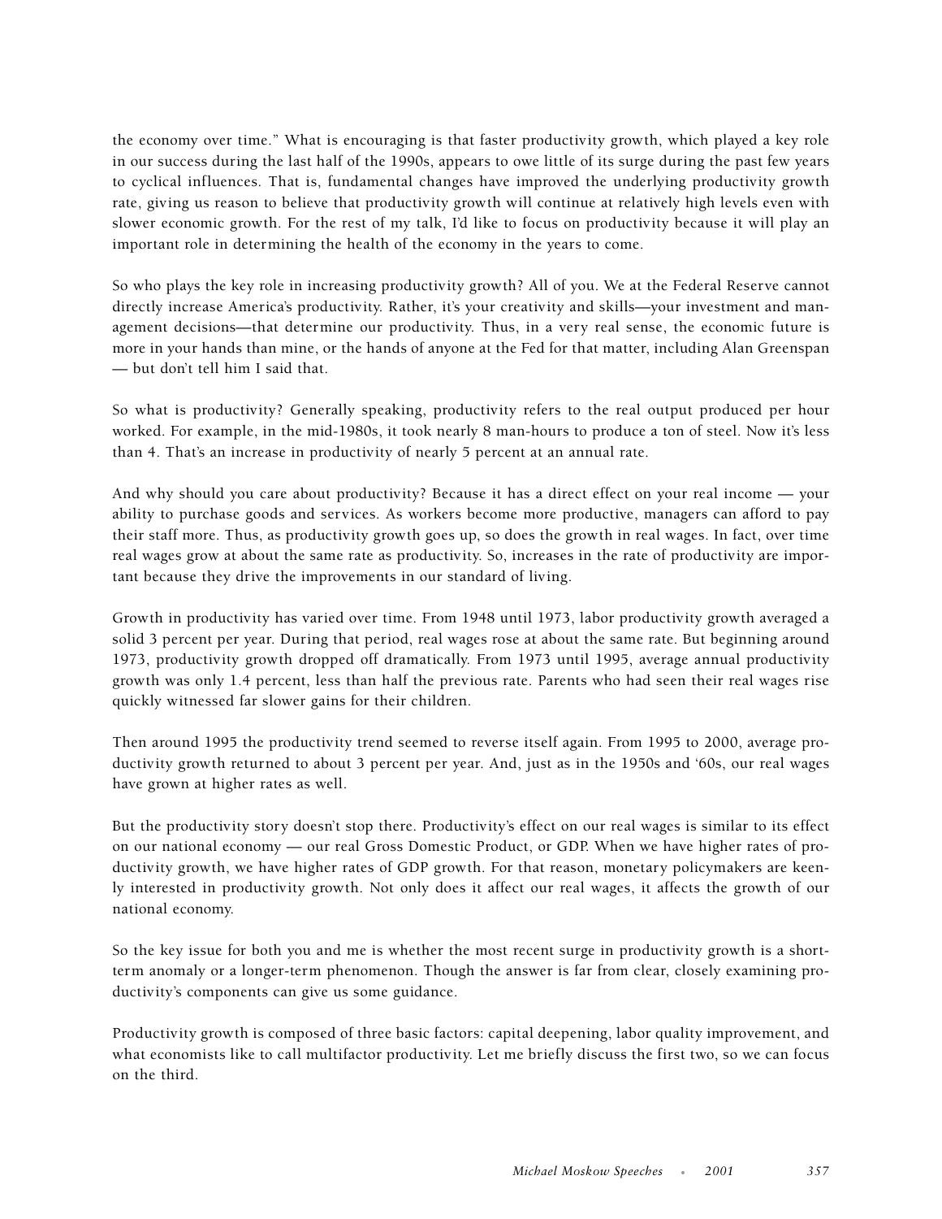the economy over time." What is encouraging is that faster productivity growth, which played a key role in our success during the last half of the 1990s, appears to owe little of its surge during the past few years to cyclical influences. That is, fundamental changes have improved the underlying productivity growth rate, giving us reason to believe that productivity growth will continue at relatively high levels even with slower economic growth. For the rest of my talk, I'd like to focus on productivity because it will play an important role in determining the health of the economy in the years to come.

So who plays the key role in increasing productivity growth? All of you. We at the Federal Reserve cannot directly increase America's productivity. Rather, it's your creativity and skills—your investment and management decisions—that determine our productivity. Thus, in a very real sense, the economic future is more in your hands than mine, or the hands of anyone at the Fed for that matter, including Alan Greenspan — but don't tell him I said that.

So what is productivity? Generally speaking, productivity refers to the real output produced per hour worked. For example, in the mid-1980s, it took nearly 8 man-hours to produce a ton of steel. Now it's less than 4. That's an increase in productivity of nearly 5 percent at an annual rate.

And why should you care about productivity? Because it has a direct effect on your real income — your ability to purchase goods and services. As workers become more productive, managers can afford to pay their staff more. Thus, as productivity growth goes up, so does the growth in real wages. In fact, over time real wages grow at about the same rate as productivity. So, increases in the rate of productivity are important because they drive the improvements in our standard of living.

Growth in productivity has varied over time. From 1948 until 1973, labor productivity growth averaged a solid 3 percent per year. During that period, real wages rose at about the same rate. But beginning around 1973, productivity growth dropped off dramatically. From 1973 until 1995, average annual productivity growth was only 1.4 percent, less than half the previous rate. Parents who had seen their real wages rise quickly witnessed far slower gains for their children.

Then around 1995 the productivity trend seemed to reverse itself again. From 1995 to 2000, average productivity growth returned to about 3 percent per year. And, just as in the 1950s and '60s, our real wages have grown at higher rates as well.

But the productivity story doesn't stop there. Productivity's effect on our real wages is similar to its effect on our national economy — our real Gross Domestic Product, or GDP. When we have higher rates of productivity growth, we have higher rates of GDP growth. For that reason, monetary policymakers are keenly interested in productivity growth. Not only does it affect our real wages, it affects the growth of our national economy.

So the key issue for both you and me is whether the most recent surge in productivity growth is a short-term anomaly or a longer-term phenomenon. Though the answer is far from clear, closely examining productivity's components can give us some guidance.

Productivity growth is composed of three basic factors: capital deepening, labor quality improvement, and what economists like to call multifactor productivity. Let me briefly discuss the first two, so we can focus on the third.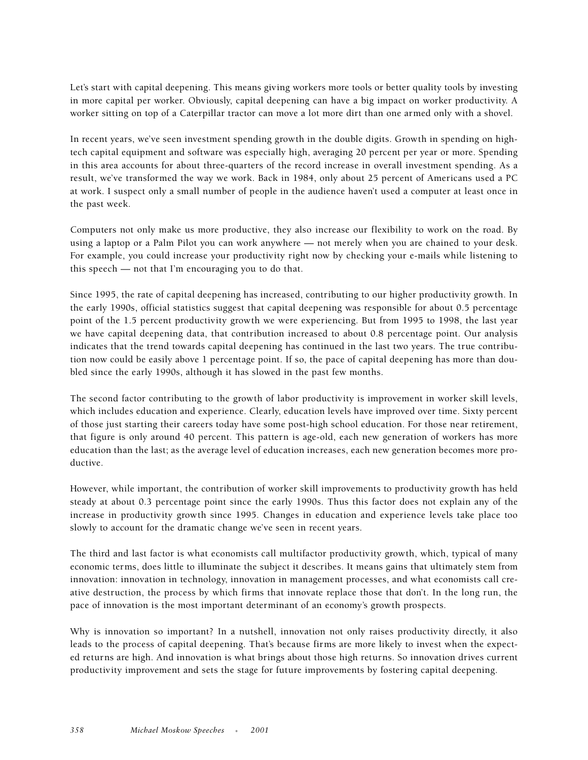Let's start with capital deepening. This means giving workers more tools or better quality tools by investing in more capital per worker. Obviously, capital deepening can have a big impact on worker productivity. A worker sitting on top of a Caterpillar tractor can move a lot more dirt than one armed only with a shovel.

In recent years, we've seen investment spending growth in the double digits. Growth in spending on high-tech capital equipment and software was especially high, averaging 20 percent per year or more. Spending in this area accounts for about three-quarters of the record increase in overall investment spending. As a result, we've transformed the way we work. Back in 1984, only about 25 percent of Americans used a PC at work. I suspect only a small number of people in the audience haven't used a computer at least once in the past week.

Computers not only make us more productive, they also increase our flexibility to work on the road. By using a laptop or a Palm Pilot you can work anywhere — not merely when you are chained to your desk. For example, you could increase your productivity right now by checking your e-mails while listening to this speech — not that I'm encouraging you to do that.

Since 1995, the rate of capital deepening has increased, contributing to our higher productivity growth. In the early 1990s, official statistics suggest that capital deepening was responsible for about 0.5 percentage point of the 1.5 percent productivity growth we were experiencing. But from 1995 to 1998, the last year we have capital deepening data, that contribution increased to about 0.8 percentage point. Our analysis indicates that the trend towards capital deepening has continued in the last two years. The true contribution now could be easily above 1 percentage point. If so, the pace of capital deepening has more than doubled since the early 1990s, although it has slowed in the past few months.

The second factor contributing to the growth of labor productivity is improvement in worker skill levels, which includes education and experience. Clearly, education levels have improved over time. Sixty percent of those just starting their careers today have some post-high school education. For those near retirement, that figure is only around 40 percent. This pattern is age-old, each new generation of workers has more education than the last; as the average level of education increases, each new generation becomes more productive.

However, while important, the contribution of worker skill improvements to productivity growth has held steady at about 0.3 percentage point since the early 1990s. Thus this factor does not explain any of the increase in productivity growth since 1995. Changes in education and experience levels take place too slowly to account for the dramatic change we've seen in recent years.

The third and last factor is what economists call multifactor productivity growth, which, typical of many economic terms, does little to illuminate the subject it describes. It means gains that ultimately stem from innovation: innovation in technology, innovation in management processes, and what economists call creative destruction, the process by which firms that innovate replace those that don't. In the long run, the pace of innovation is the most important determinant of an economy's growth prospects.

Why is innovation so important? In a nutshell, innovation not only raises productivity directly, it also leads to the process of capital deepening. That's because firms are more likely to invest when the expected returns are high. And innovation is what brings about those high returns. So innovation drives current productivity improvement and sets the stage for future improvements by fostering capital deepening.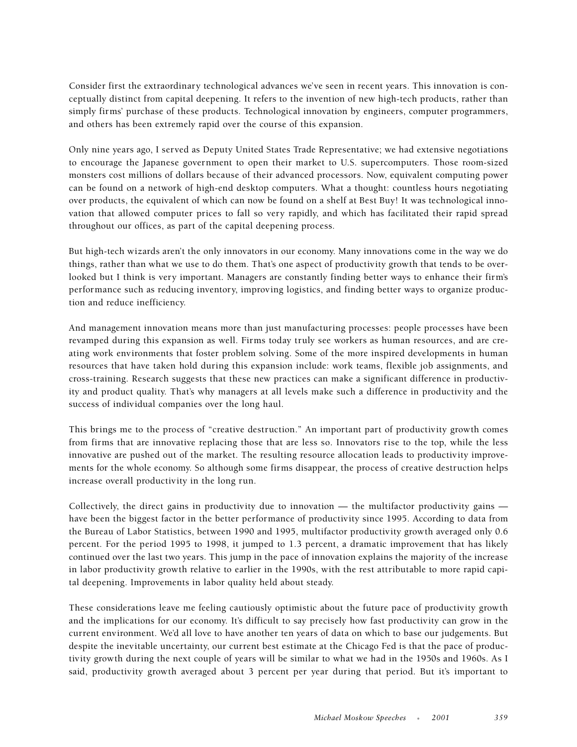Consider first the extraordinary technological advances we've seen in recent years. This innovation is conceptually distinct from capital deepening. It refers to the invention of new high-tech products, rather than simply firms' purchase of these products. Technological innovation by engineers, computer programmers, and others has been extremely rapid over the course of this expansion.

Only nine years ago, I served as Deputy United States Trade Representative; we had extensive negotiations to encourage the Japanese government to open their market to U.S. supercomputers. Those room-sized monsters cost millions of dollars because of their advanced processors. Now, equivalent computing power can be found on a network of high-end desktop computers. What a thought: countless hours negotiating over products, the equivalent of which can now be found on a shelf at Best Buy! It was technological innovation that allowed computer prices to fall so very rapidly, and which has facilitated their rapid spread throughout our offices, as part of the capital deepening process.

But high-tech wizards aren't the only innovators in our economy. Many innovations come in the way we do things, rather than what we use to do them. That's one aspect of productivity growth that tends to be overlooked but I think is very important. Managers are constantly finding better ways to enhance their firm's performance such as reducing inventory, improving logistics, and finding better ways to organize production and reduce inefficiency.

And management innovation means more than just manufacturing processes: people processes have been revamped during this expansion as well. Firms today truly see workers as human resources, and are creating work environments that foster problem solving. Some of the more inspired developments in human resources that have taken hold during this expansion include: work teams, flexible job assignments, and cross-training. Research suggests that these new practices can make a significant difference in productivity and product quality. That's why managers at all levels make such a difference in productivity and the success of individual companies over the long haul.

This brings me to the process of "creative destruction." An important part of productivity growth comes from firms that are innovative replacing those that are less so. Innovators rise to the top, while the less innovative are pushed out of the market. The resulting resource allocation leads to productivity improvements for the whole economy. So although some firms disappear, the process of creative destruction helps increase overall productivity in the long run.

Collectively, the direct gains in productivity due to innovation — the multifactor productivity gains — have been the biggest factor in the better performance of productivity since 1995. According to data from the Bureau of Labor Statistics, between 1990 and 1995, multifactor productivity growth averaged only 0.6 percent. For the period 1995 to 1998, it jumped to 1.3 percent, a dramatic improvement that has likely continued over the last two years. This jump in the pace of innovation explains the majority of the increase in labor productivity growth relative to earlier in the 1990s, with the rest attributable to more rapid capital deepening. Improvements in labor quality held about steady.

These considerations leave me feeling cautiously optimistic about the future pace of productivity growth and the implications for our economy. It's difficult to say precisely how fast productivity can grow in the current environment. We'd all love to have another ten years of data on which to base our judgements. But despite the inevitable uncertainty, our current best estimate at the Chicago Fed is that the pace of productivity growth during the next couple of years will be similar to what we had in the 1950s and 1960s. As I said, productivity growth averaged about 3 percent per year during that period. But it's important to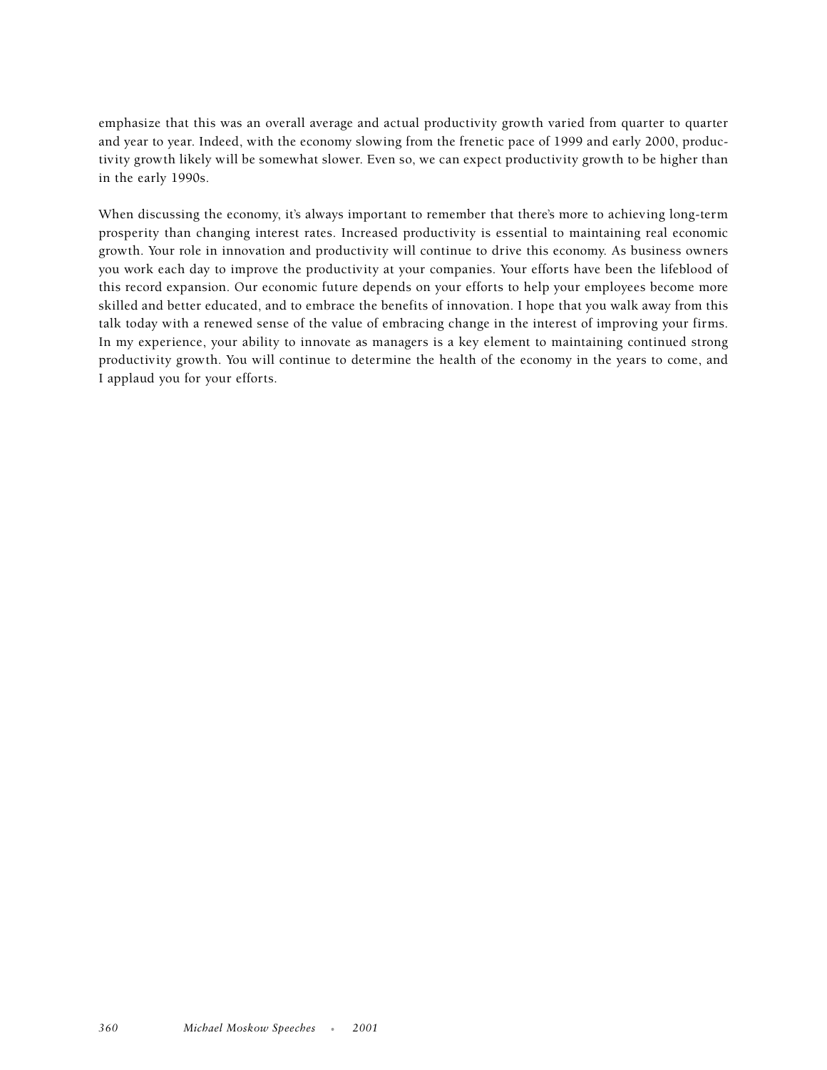emphasize that this was an overall average and actual productivity growth varied from quarter to quarter and year to year. Indeed, with the economy slowing from the frenetic pace of 1999 and early 2000, productivity growth likely will be somewhat slower. Even so, we can expect productivity growth to be higher than in the early 1990s.

When discussing the economy, it's always important to remember that there's more to achieving long-term prosperity than changing interest rates. Increased productivity is essential to maintaining real economic growth. Your role in innovation and productivity will continue to drive this economy. As business owners you work each day to improve the productivity at your companies. Your efforts have been the lifeblood of this record expansion. Our economic future depends on your efforts to help your employees become more skilled and better educated, and to embrace the benefits of innovation. I hope that you walk away from this talk today with a renewed sense of the value of embracing change in the interest of improving your firms. In my experience, your ability to innovate as managers is a key element to maintaining continued strong productivity growth. You will continue to determine the health of the economy in the years to come, and I applaud you for your efforts.